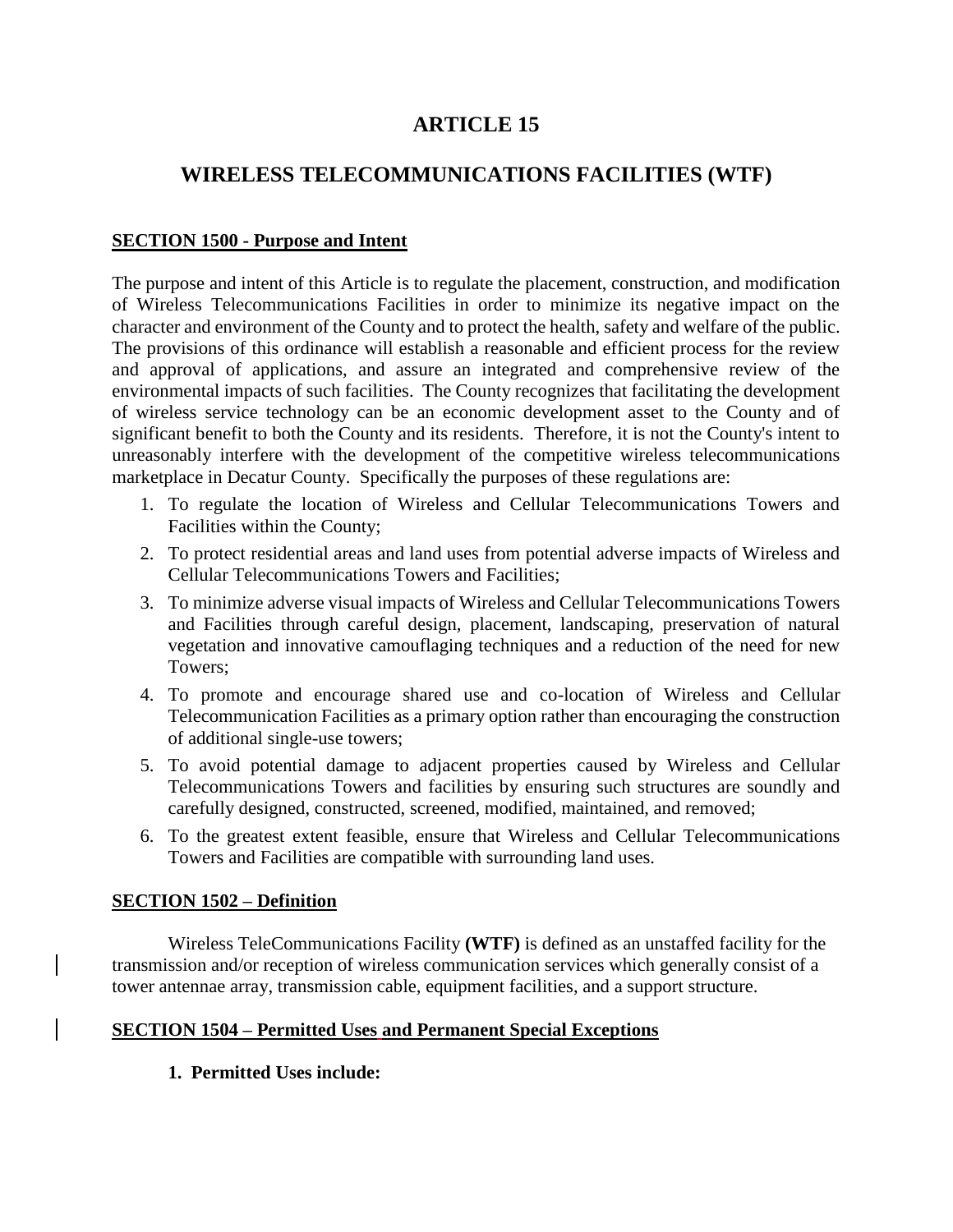# ARTICLE 15

# WIRELESS TELECOMMUNICATIONS FACILITIES (WTF)

## SECTION 1500 - Purpose and Intent

The purpose and intent of this Article is to regulate the placement, construction, and modification of Wireless Telecommunications Facilities in order to minimize its negative impact on the character and environment of the County and to protect the health, safety and welfare of the public. The provisions of this ordinance will establish a reasonable and efficient process for the review and approval of applications, and assure an integrated and comprehensive review of the environmental impacts of such facilities. The County recognizes that facilitating the development of wireless service technology can be an economic development asset to the County and of significant benefit to both the County and its residents. Therefore, it is not the County's intent to unreasonably interfere with the development of the competitive wireless telecommunications marketplace in Decatur County. Specifically the purposes of these regulations are:

1. To regulate the location of Wireless and Cellular Telecommunications Towers and Facilities within the County;
2. To protect residential areas and land uses from potential adverse impacts of Wireless and Cellular Telecommunications Towers and Facilities;
3. To minimize adverse visual impacts of Wireless and Cellular Telecommunications Towers and Facilities through careful design, placement, landscaping, preservation of natural vegetation and innovative camouflaging techniques and a reduction of the need for new Towers;
4. To promote and encourage shared use and co-location of Wireless and Cellular Telecommunication Facilities as a primary option rather than encouraging the construction of additional single-use towers;
5. To avoid potential damage to adjacent properties caused by Wireless and Cellular Telecommunications Towers and facilities by ensuring such structures are soundly and carefully designed, constructed, screened, modified, maintained, and removed;
6. To the greatest extent feasible, ensure that Wireless and Cellular Telecommunications Towers and Facilities are compatible with surrounding land uses.

## SECTION 1502 – Definition

Wireless TeleCommunications Facility **(WTF)** is defined as an unstaffed facility for the transmission and/or reception of wireless communication services which generally consist of a tower antennae array, transmission cable, equipment facilities, and a support structure.

## SECTION 1504 – Permitted Uses and Permanent Special Exceptions

**1. Permitted Uses include:**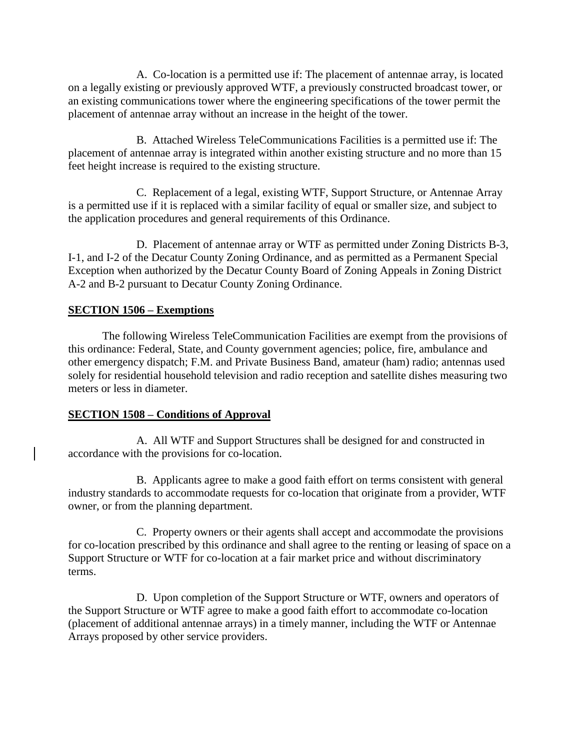A. Co-location is a permitted use if: The placement of antennae array, is located on a legally existing or previously approved WTF, a previously constructed broadcast tower, or an existing communications tower where the engineering specifications of the tower permit the placement of antennae array without an increase in the height of the tower.

B. Attached Wireless TeleCommunications Facilities is a permitted use if: The placement of antennae array is integrated within another existing structure and no more than 15 feet height increase is required to the existing structure.

C. Replacement of a legal, existing WTF, Support Structure, or Antennae Array is a permitted use if it is replaced with a similar facility of equal or smaller size, and subject to the application procedures and general requirements of this Ordinance.

D. Placement of antennae array or WTF as permitted under Zoning Districts B-3, I-1, and I-2 of the Decatur County Zoning Ordinance, and as permitted as a Permanent Special Exception when authorized by the Decatur County Board of Zoning Appeals in Zoning District A-2 and B-2 pursuant to Decatur County Zoning Ordinance.

## SECTION 1506 – Exemptions

The following Wireless TeleCommunication Facilities are exempt from the provisions of this ordinance: Federal, State, and County government agencies; police, fire, ambulance and other emergency dispatch; F.M. and Private Business Band, amateur (ham) radio; antennas used solely for residential household television and radio reception and satellite dishes measuring two meters or less in diameter.

## SECTION 1508 – Conditions of Approval

A. All WTF and Support Structures shall be designed for and constructed in accordance with the provisions for co-location.

B. Applicants agree to make a good faith effort on terms consistent with general industry standards to accommodate requests for co-location that originate from a provider, WTF owner, or from the planning department.

C. Property owners or their agents shall accept and accommodate the provisions for co-location prescribed by this ordinance and shall agree to the renting or leasing of space on a Support Structure or WTF for co-location at a fair market price and without discriminatory terms.

D. Upon completion of the Support Structure or WTF, owners and operators of the Support Structure or WTF agree to make a good faith effort to accommodate co-location (placement of additional antennae arrays) in a timely manner, including the WTF or Antennae Arrays proposed by other service providers.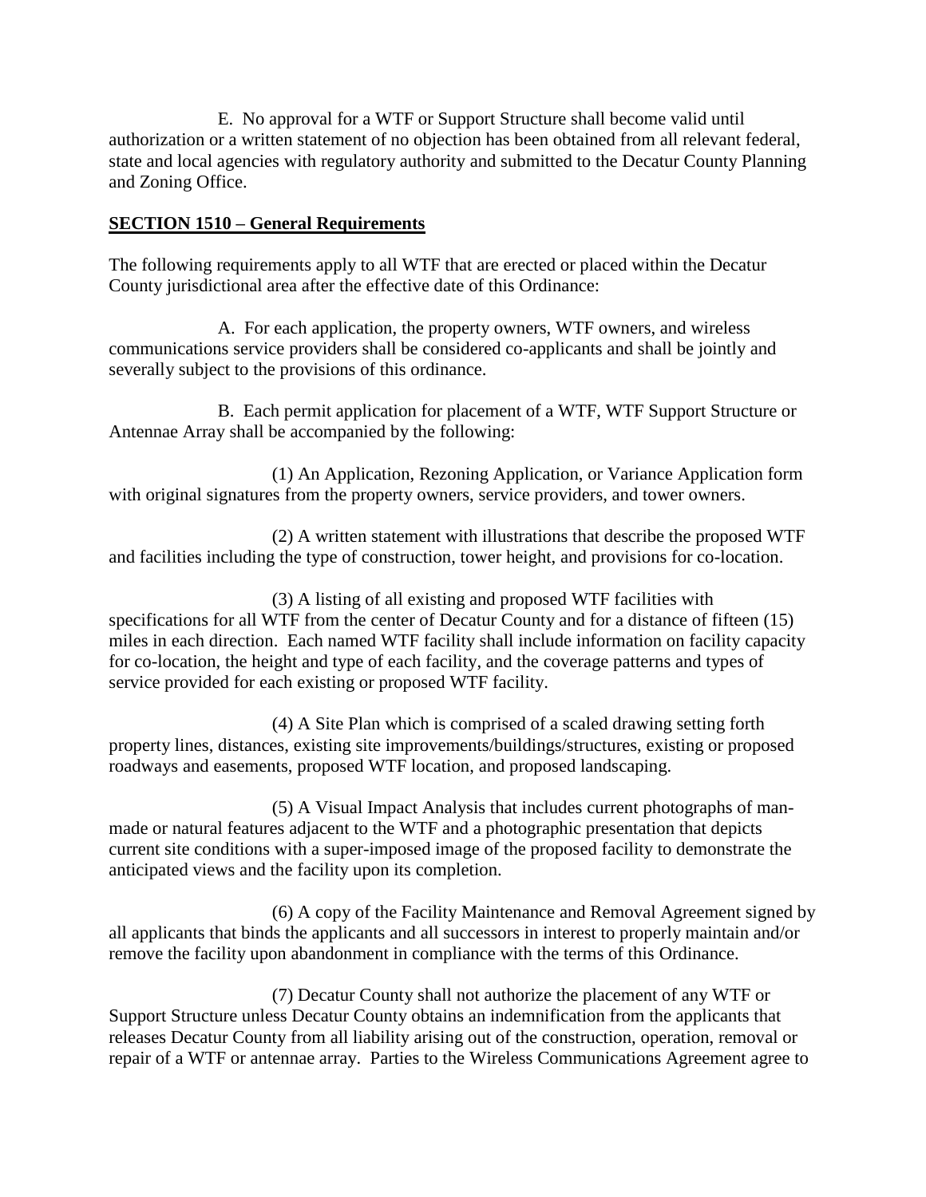E. No approval for a WTF or Support Structure shall become valid until authorization or a written statement of no objection has been obtained from all relevant federal, state and local agencies with regulatory authority and submitted to the Decatur County Planning and Zoning Office.

## **SECTION 1510 – General Requirements**

The following requirements apply to all WTF that are erected or placed within the Decatur County jurisdictional area after the effective date of this Ordinance:

A. For each application, the property owners, WTF owners, and wireless communications service providers shall be considered co-applicants and shall be jointly and severally subject to the provisions of this ordinance.

B. Each permit application for placement of a WTF, WTF Support Structure or Antennae Array shall be accompanied by the following:

(1) An Application, Rezoning Application, or Variance Application form with original signatures from the property owners, service providers, and tower owners.

(2) A written statement with illustrations that describe the proposed WTF and facilities including the type of construction, tower height, and provisions for co-location.

(3) A listing of all existing and proposed WTF facilities with specifications for all WTF from the center of Decatur County and for a distance of fifteen (15) miles in each direction. Each named WTF facility shall include information on facility capacity for co-location, the height and type of each facility, and the coverage patterns and types of service provided for each existing or proposed WTF facility.

(4) A Site Plan which is comprised of a scaled drawing setting forth property lines, distances, existing site improvements/buildings/structures, existing or proposed roadways and easements, proposed WTF location, and proposed landscaping.

(5) A Visual Impact Analysis that includes current photographs of man-made or natural features adjacent to the WTF and a photographic presentation that depicts current site conditions with a super-imposed image of the proposed facility to demonstrate the anticipated views and the facility upon its completion.

(6) A copy of the Facility Maintenance and Removal Agreement signed by all applicants that binds the applicants and all successors in interest to properly maintain and/or remove the facility upon abandonment in compliance with the terms of this Ordinance.

(7) Decatur County shall not authorize the placement of any WTF or Support Structure unless Decatur County obtains an indemnification from the applicants that releases Decatur County from all liability arising out of the construction, operation, removal or repair of a WTF or antennae array. Parties to the Wireless Communications Agreement agree to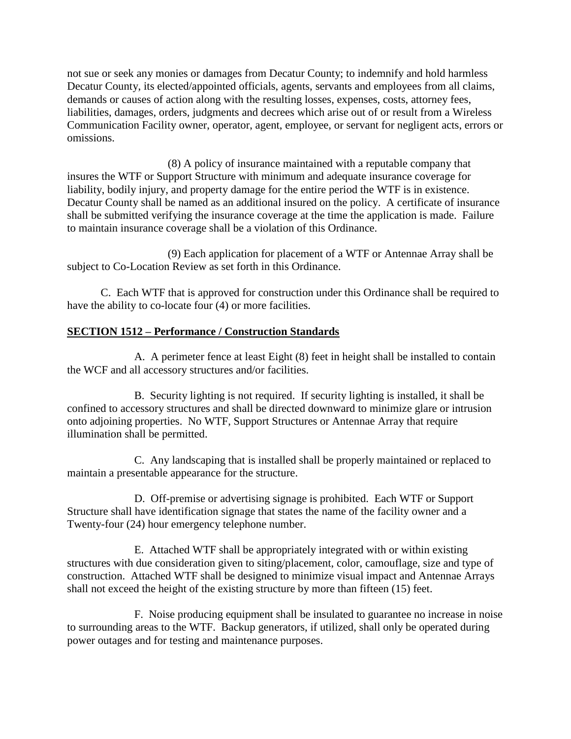not sue or seek any monies or damages from Decatur County; to indemnify and hold harmless Decatur County, its elected/appointed officials, agents, servants and employees from all claims, demands or causes of action along with the resulting losses, expenses, costs, attorney fees, liabilities, damages, orders, judgments and decrees which arise out of or result from a Wireless Communication Facility owner, operator, agent, employee, or servant for negligent acts, errors or omissions.

(8) A policy of insurance maintained with a reputable company that insures the WTF or Support Structure with minimum and adequate insurance coverage for liability, bodily injury, and property damage for the entire period the WTF is in existence. Decatur County shall be named as an additional insured on the policy. A certificate of insurance shall be submitted verifying the insurance coverage at the time the application is made. Failure to maintain insurance coverage shall be a violation of this Ordinance.

(9) Each application for placement of a WTF or Antennae Array shall be subject to Co-Location Review as set forth in this Ordinance.

C. Each WTF that is approved for construction under this Ordinance shall be required to have the ability to co-locate four (4) or more facilities.

## SECTION 1512 – Performance / Construction Standards

A. A perimeter fence at least Eight (8) feet in height shall be installed to contain the WCF and all accessory structures and/or facilities.

B. Security lighting is not required. If security lighting is installed, it shall be confined to accessory structures and shall be directed downward to minimize glare or intrusion onto adjoining properties. No WTF, Support Structures or Antennae Array that require illumination shall be permitted.

C. Any landscaping that is installed shall be properly maintained or replaced to maintain a presentable appearance for the structure.

D. Off-premise or advertising signage is prohibited. Each WTF or Support Structure shall have identification signage that states the name of the facility owner and a Twenty-four (24) hour emergency telephone number.

E. Attached WTF shall be appropriately integrated with or within existing structures with due consideration given to siting/placement, color, camouflage, size and type of construction. Attached WTF shall be designed to minimize visual impact and Antennae Arrays shall not exceed the height of the existing structure by more than fifteen (15) feet.

F. Noise producing equipment shall be insulated to guarantee no increase in noise to surrounding areas to the WTF. Backup generators, if utilized, shall only be operated during power outages and for testing and maintenance purposes.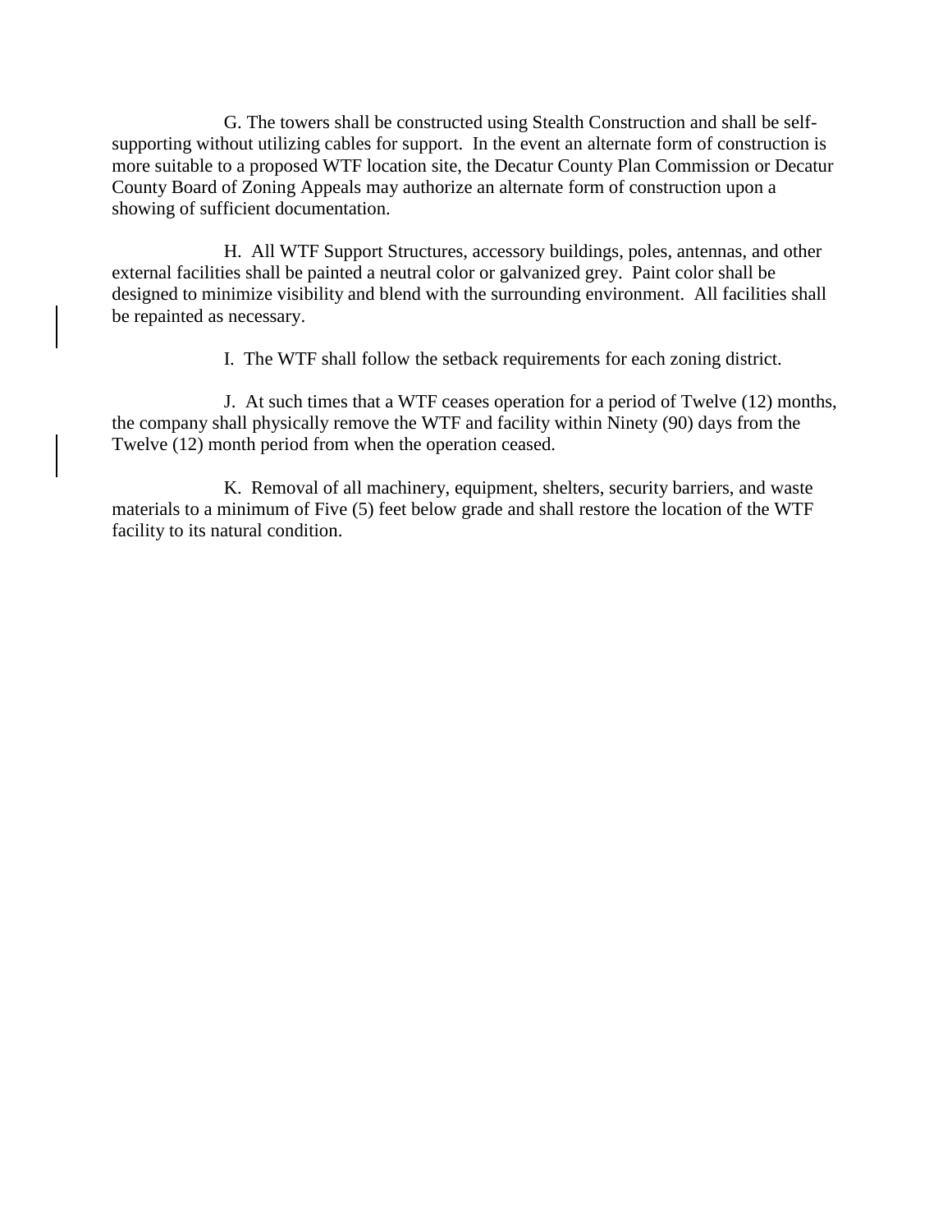G. The towers shall be constructed using Stealth Construction and shall be self-supporting without utilizing cables for support. In the event an alternate form of construction is more suitable to a proposed WTF location site, the Decatur County Plan Commission or Decatur County Board of Zoning Appeals may authorize an alternate form of construction upon a showing of sufficient documentation.

H. All WTF Support Structures, accessory buildings, poles, antennas, and other external facilities shall be painted a neutral color or galvanized grey. Paint color shall be designed to minimize visibility and blend with the surrounding environment. All facilities shall be repainted as necessary.

I. The WTF shall follow the setback requirements for each zoning district.

J. At such times that a WTF ceases operation for a period of Twelve (12) months, the company shall physically remove the WTF and facility within Ninety (90) days from the Twelve (12) month period from when the operation ceased.

K. Removal of all machinery, equipment, shelters, security barriers, and waste materials to a minimum of Five (5) feet below grade and shall restore the location of the WTF facility to its natural condition.